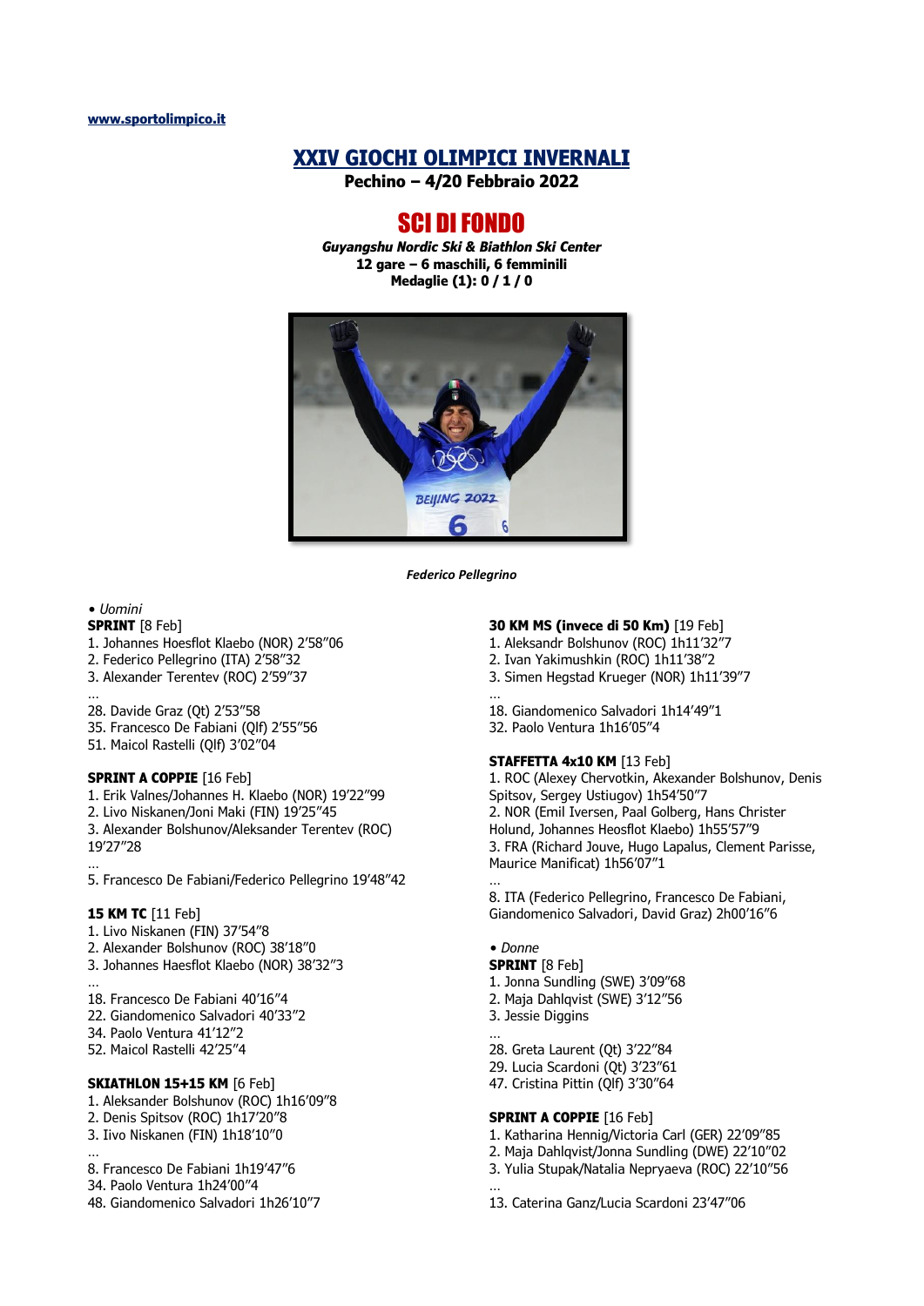www.sportolimpico.it

# XXIV GIOCHI OLIMPICI INVERNALI

**Pechino – 4/20 Febbraio 2022**

## SCI DI FONDO

***Guyangshu Nordic Ski & Biathlon Ski Center***
**12 gare – 6 maschili, 6 femminili**
**Medaglie (1): 0 / 1 / 0**

***Federico Pellegrino***

• *Uomini*

**SPRINT** [8 Feb]
1. Johannes Hoesflot Klaebo (NOR) 2'58"06
2. Federico Pellegrino (ITA) 2'58"32
3. Alexander Terentev (ROC) 2'59"37

…
28. Davide Graz (Qt) 2'53"58
35. Francesco De Fabiani (Qlf) 2'55"56
51. Maicol Rastelli (Qlf) 3'02"04

**SPRINT A COPPIE** [16 Feb]
1. Erik Valnes/Johannes H. Klaebo (NOR) 19'22"99
2. Livo Niskanen/Joni Maki (FIN) 19'25"45
3. Alexander Bolshunov/Aleksander Terentev (ROC) 19'27"28

…
5. Francesco De Fabiani/Federico Pellegrino 19'48"42

**15 KM TC** [11 Feb]
1. Livo Niskanen (FIN) 37'54"8
2. Alexander Bolshunov (ROC) 38'18"0
3. Johannes Haesflot Klaebo (NOR) 38'32"3

…
18. Francesco De Fabiani 40'16"4
22. Giandomenico Salvadori 40'33"2
34. Paolo Ventura 41'12"2
52. Maicol Rastelli 42'25"4

**SKIATHLON 15+15 KM** [6 Feb]
1. Aleksander Bolshunov (ROC) 1h16'09"8
2. Denis Spitsov (ROC) 1h17'20"8
3. Iivo Niskanen (FIN) 1h18'10"0

…
8. Francesco De Fabiani 1h19'47"6
34. Paolo Ventura 1h24'00"4
48. Giandomenico Salvadori 1h26'10"7

**30 KM MS (invece di 50 Km)** [19 Feb]
1. Aleksandr Bolshunov (ROC) 1h11'32"7
2. Ivan Yakimushkin (ROC) 1h11'38"2
3. Simen Hegstad Krueger (NOR) 1h11'39"7

…
18. Giandomenico Salvadori 1h14'49"1
32. Paolo Ventura 1h16'05"4

**STAFFETTA 4x10 KM** [13 Feb]
1. ROC (Alexey Chervotkin, Akexander Bolshunov, Denis Spitsov, Sergey Ustiugov) 1h54'50"7
2. NOR (Emil Iversen, Paal Golberg, Hans Christer Holund, Johannes Heosflot Klaebo) 1h55'57"9
3. FRA (Richard Jouve, Hugo Lapalus, Clement Parisse, Maurice Manificat) 1h56'07"1

…
8. ITA (Federico Pellegrino, Francesco De Fabiani, Giandomenico Salvadori, David Graz) 2h00'16"6

• *Donne*

**SPRINT** [8 Feb]
1. Jonna Sundling (SWE) 3'09"68
2. Maja Dahlqvist (SWE) 3'12"56
3. Jessie Diggins

…
28. Greta Laurent (Qt) 3'22"84
29. Lucia Scardoni (Qt) 3'23"61
47. Cristina Pittin (Qlf) 3'30"64

**SPRINT A COPPIE** [16 Feb]
1. Katharina Hennig/Victoria Carl (GER) 22'09"85
2. Maja Dahlqvist/Jonna Sundling (DWE) 22'10"02
3. Yulia Stupak/Natalia Nepryaeva (ROC) 22'10"56

…
13. Caterina Ganz/Lucia Scardoni 23'47"06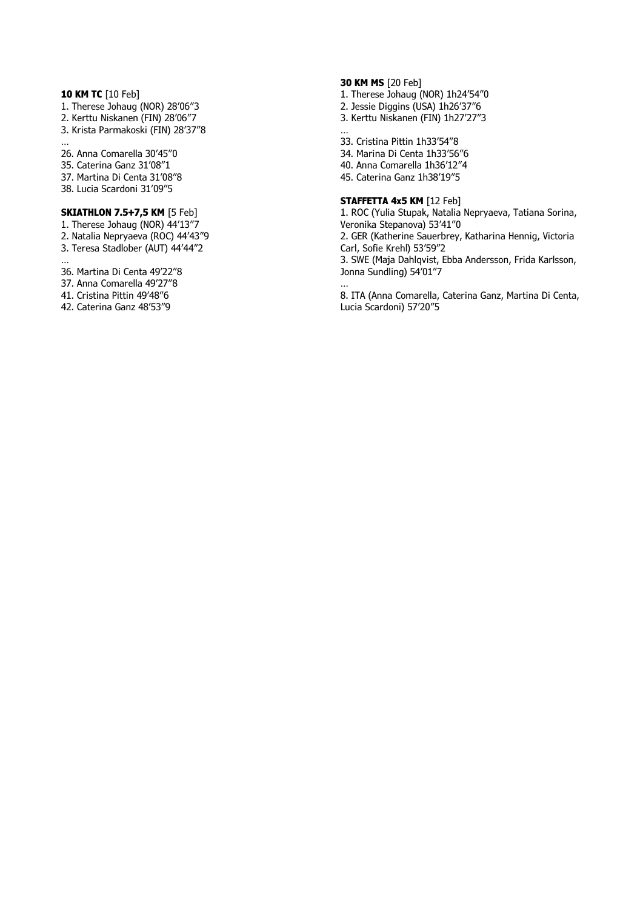**10 KM TC** [10 Feb]
1. Therese Johaug (NOR) 28’06”3
2. Kerttu Niskanen (FIN) 28’06”7
3. Krista Parmakoski (FIN) 28’37”8

…

26. Anna Comarella 30’45”0
35. Caterina Ganz 31’08”1
37. Martina Di Centa 31’08”8
38. Lucia Scardoni 31’09”5

**SKIATHLON 7.5+7,5 KM** [5 Feb]
1. Therese Johaug (NOR) 44’13”7
2. Natalia Nepryaeva (ROC) 44’43”9
3. Teresa Stadlober (AUT) 44’44”2

…

36. Martina Di Centa 49’22”8
37. Anna Comarella 49’27”8
41. Cristina Pittin 49’48”6
42. Caterina Ganz 48’53”9

**30 KM MS** [20 Feb]
1. Therese Johaug (NOR) 1h24’54”0
2. Jessie Diggins (USA) 1h26’37”6
3. Kerttu Niskanen (FIN) 1h27’27”3

…

33. Cristina Pittin 1h33’54”8
34. Marina Di Centa 1h33’56”6
40. Anna Comarella 1h36’12”4
45. Caterina Ganz 1h38’19”5

**STAFFETTA 4x5 KM** [12 Feb]
1. ROC (Yulia Stupak, Natalia Nepryaeva, Tatiana Sorina, Veronika Stepanova) 53’41”0
2. GER (Katherine Sauerbrey, Katharina Hennig, Victoria Carl, Sofie Krehl) 53’59”2
3. SWE (Maja Dahlqvist, Ebba Andersson, Frida Karlsson, Jonna Sundling) 54’01”7

…

8. ITA (Anna Comarella, Caterina Ganz, Martina Di Centa, Lucia Scardoni) 57’20”5